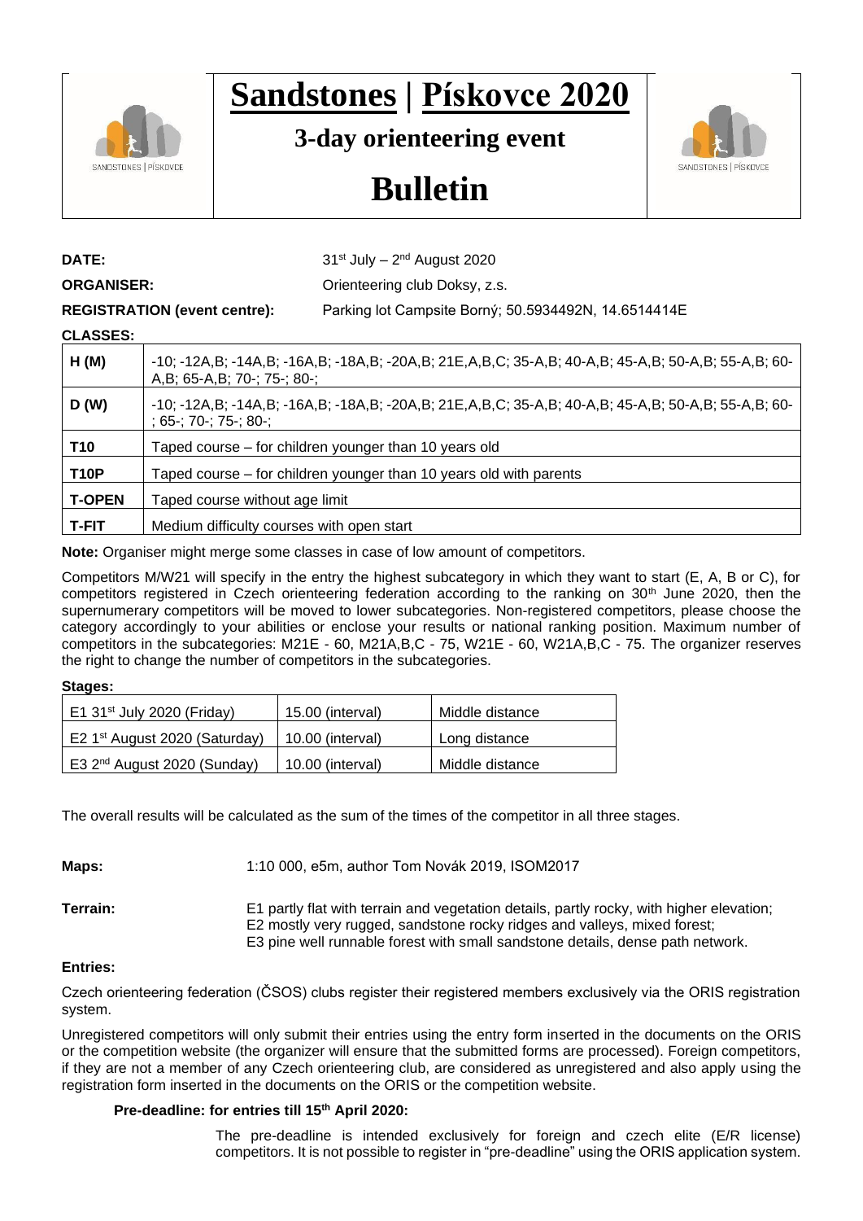# Sandstones | Pískovce 2020

## 3-day orienteering event

# Bulletin

**DATE:** 31st July – 2nd August 2020

**ORGANISER:** Orienteering club Doksy, z.s.

**REGISTRATION (event centre):** Parking lot Campsite Borný; 50.5934492N, 14.6514414E

**CLASSES:**

| | |
|---|---|
| **H (M)** | -10; -12A,B; -14A,B; -16A,B; -18A,B; -20A,B; 21E,A,B,C; 35-A,B; 40-A,B; 45-A,B; 50-A,B; 55-A,B; 60-A,B; 65-A,B; 70-; 75-; 80-; |
| **D (W)** | -10; -12A,B; -14A,B; -16A,B; -18A,B; -20A,B; 21E,A,B,C; 35-A,B; 40-A,B; 45-A,B; 50-A,B; 55-A,B; 60-; 65-; 70-; 75-; 80-; |
| **T10** | Taped course – for children younger than 10 years old |
| **T10P** | Taped course – for children younger than 10 years old with parents |
| **T-OPEN** | Taped course without age limit |
| **T-FIT** | Medium difficulty courses with open start |

**Note:** Organiser might merge some classes in case of low amount of competitors.

Competitors M/W21 will specify in the entry the highest subcategory in which they want to start (E, A, B or C), for competitors registered in Czech orienteering federation according to the ranking on 30th June 2020, then the supernumerary competitors will be moved to lower subcategories. Non-registered competitors, please choose the category accordingly to your abilities or enclose your results or national ranking position. Maximum number of competitors in the subcategories: M21E - 60, M21A,B,C - 75, W21E - 60, W21A,B,C - 75. The organizer reserves the right to change the number of competitors in the subcategories.

**Stages:**

| | | |
|---|---|---|
| E1 31st July 2020 (Friday) | 15.00 (interval) | Middle distance |
| E2 1st August 2020 (Saturday) | 10.00 (interval) | Long distance |
| E3 2nd August 2020 (Sunday) | 10.00 (interval) | Middle distance |

The overall results will be calculated as the sum of the times of the competitor in all three stages.

**Maps:** 1:10 000, e5m, author Tom Novák 2019, ISOM2017

**Terrain:** E1 partly flat with terrain and vegetation details, partly rocky, with higher elevation; E2 mostly very rugged, sandstone rocky ridges and valleys, mixed forest; E3 pine well runnable forest with small sandstone details, dense path network.

**Entries:**

Czech orienteering federation (ČSOS) clubs register their registered members exclusively via the ORIS registration system.

Unregistered competitors will only submit their entries using the entry form inserted in the documents on the ORIS or the competition website (the organizer will ensure that the submitted forms are processed). Foreign competitors, if they are not a member of any Czech orienteering club, are considered as unregistered and also apply using the registration form inserted in the documents on the ORIS or the competition website.

**Pre-deadline: for entries till 15th April 2020:**

The pre-deadline is intended exclusively for foreign and czech elite (E/R license) competitors. It is not possible to register in "pre-deadline" using the ORIS application system.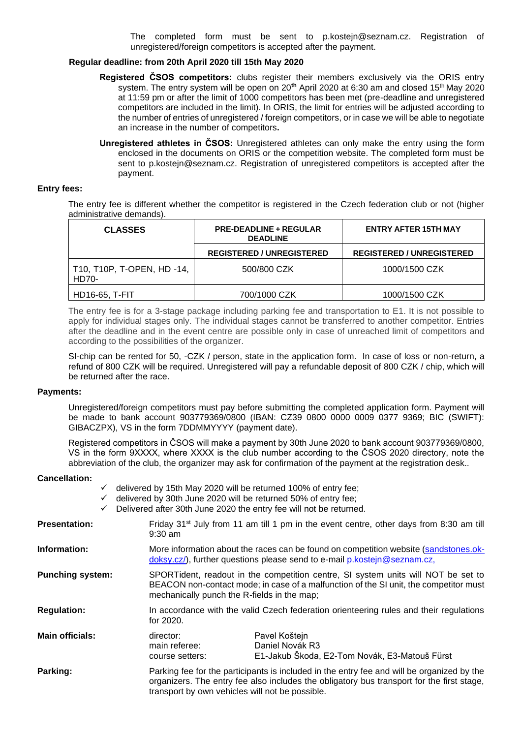The completed form must be sent to p.kostejn@seznam.cz. Registration of unregistered/foreign competitors is accepted after the payment.

**Regular deadline: from 20th April 2020 till 15th May 2020**

**Registered ČSOS competitors:** clubs register their members exclusively via the ORIS entry system. The entry system will be open on 20th April 2020 at 6:30 am and closed 15th May 2020 at 11:59 pm or after the limit of 1000 competitors has been met (pre-deadline and unregistered competitors are included in the limit). In ORIS, the limit for entries will be adjusted according to the number of entries of unregistered / foreign competitors, or in case we will be able to negotiate an increase in the number of competitors**.**

**Unregistered athletes in ČSOS:** Unregistered athletes can only make the entry using the form enclosed in the documents on ORIS or the competition website. The completed form must be sent to p.kostejn@seznam.cz. Registration of unregistered competitors is accepted after the payment.

**Entry fees:**

The entry fee is different whether the competitor is registered in the Czech federation club or not (higher administrative demands).

| CLASSES | PRE-DEADLINE + REGULAR DEADLINE | ENTRY AFTER 15TH MAY |
|---|---|---|
| | REGISTERED / UNREGISTERED | REGISTERED / UNREGISTERED |
| T10, T10P, T-OPEN, HD -14, HD70- | 500/800 CZK | 1000/1500 CZK |
| HD16-65, T-FIT | 700/1000 CZK | 1000/1500 CZK |

The entry fee is for a 3-stage package including parking fee and transportation to E1. It is not possible to apply for individual stages only. The individual stages cannot be transferred to another competitor. Entries after the deadline and in the event centre are possible only in case of unreached limit of competitors and according to the possibilities of the organizer.

SI-chip can be rented for 50, -CZK / person, state in the application form. In case of loss or non-return, a refund of 800 CZK will be required. Unregistered will pay a refundable deposit of 800 CZK / chip, which will be returned after the race.

**Payments:**

Unregistered/foreign competitors must pay before submitting the completed application form. Payment will be made to bank account 903779369/0800 (IBAN: CZ39 0800 0000 0009 0377 9369; BIC (SWIFT): GIBACZPX), VS in the form 7DDMMYYYY (payment date).

Registered competitors in ČSOS will make a payment by 30th June 2020 to bank account 903779369/0800, VS in the form 9XXXX, where XXXX is the club number according to the ČSOS 2020 directory, note the abbreviation of the club, the organizer may ask for confirmation of the payment at the registration desk..

**Cancellation:**

- ✓ delivered by 15th May 2020 will be returned 100% of entry fee;
- ✓ delivered by 30th June 2020 will be returned 50% of entry fee;
- ✓ Delivered after 30th June 2020 the entry fee will not be returned.

**Presentation:** Friday 31st July from 11 am till 1 pm in the event centre, other days from 8:30 am till 9:30 am

**Information:** More information about the races can be found on competition website (sandstones.ok-doksy.cz/), further questions please send to e-mail p.kostejn@seznam.cz,

**Punching system:** SPORTident, readout in the competition centre, SI system units will NOT be set to BEACON non-contact mode; in case of a malfunction of the SI unit, the competitor must mechanically punch the R-fields in the map;

**Regulation:** In accordance with the valid Czech federation orienteering rules and their regulations for 2020.

**Main officials:**

| | |
|---|---|
| director: | Pavel Koštejn |
| main referee: | Daniel Novák R3 |
| course setters: | E1-Jakub Škoda, E2-Tom Novák, E3-Matouš Fürst |

**Parking:** Parking fee for the participants is included in the entry fee and will be organized by the organizers. The entry fee also includes the obligatory bus transport for the first stage, transport by own vehicles will not be possible.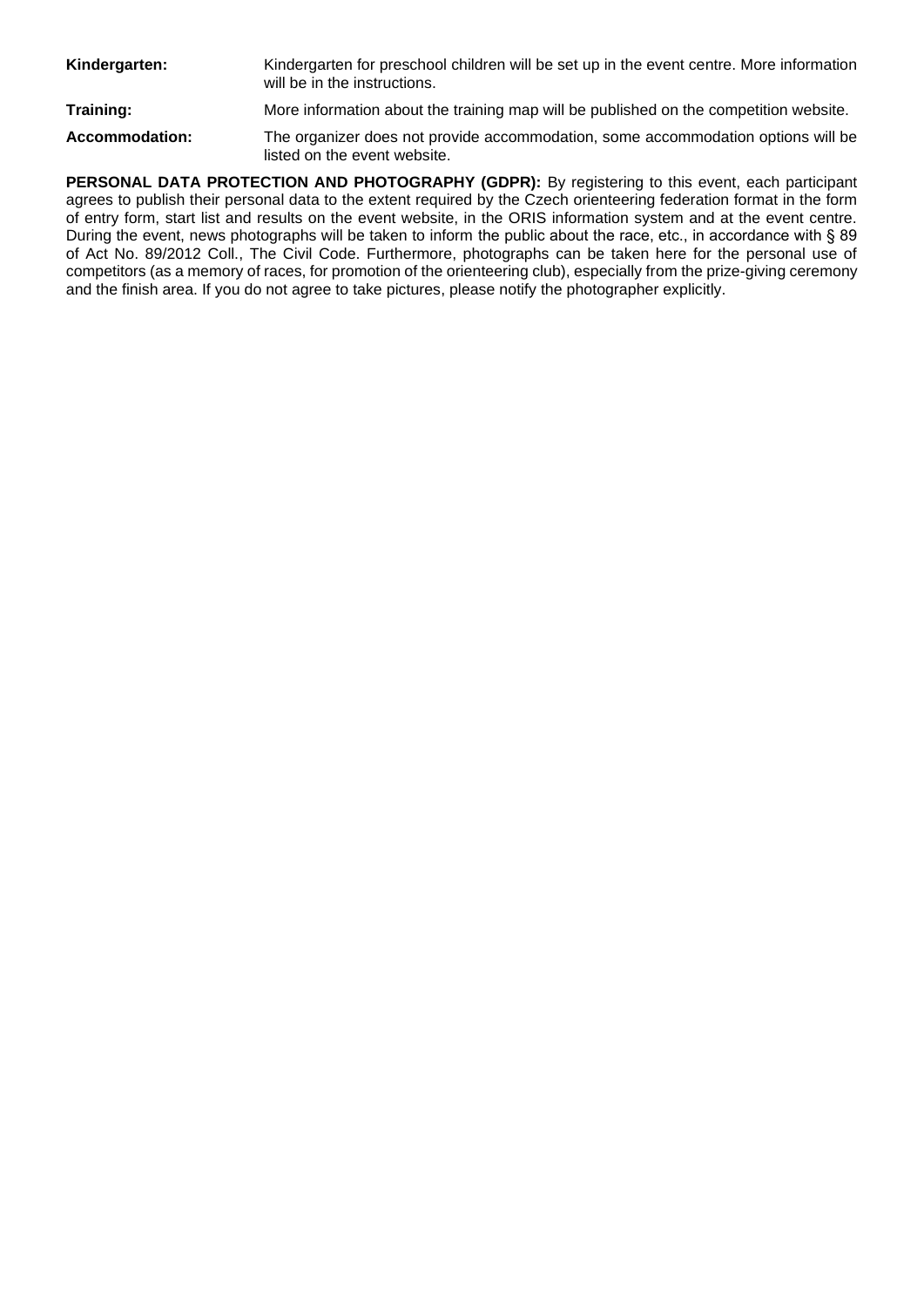**Kindergarten:** Kindergarten for preschool children will be set up in the event centre. More information will be in the instructions.

**Training:** More information about the training map will be published on the competition website.

**Accommodation:** The organizer does not provide accommodation, some accommodation options will be listed on the event website.

**PERSONAL DATA PROTECTION AND PHOTOGRAPHY (GDPR):** By registering to this event, each participant agrees to publish their personal data to the extent required by the Czech orienteering federation format in the form of entry form, start list and results on the event website, in the ORIS information system and at the event centre. During the event, news photographs will be taken to inform the public about the race, etc., in accordance with § 89 of Act No. 89/2012 Coll., The Civil Code. Furthermore, photographs can be taken here for the personal use of competitors (as a memory of races, for promotion of the orienteering club), especially from the prize-giving ceremony and the finish area. If you do not agree to take pictures, please notify the photographer explicitly.